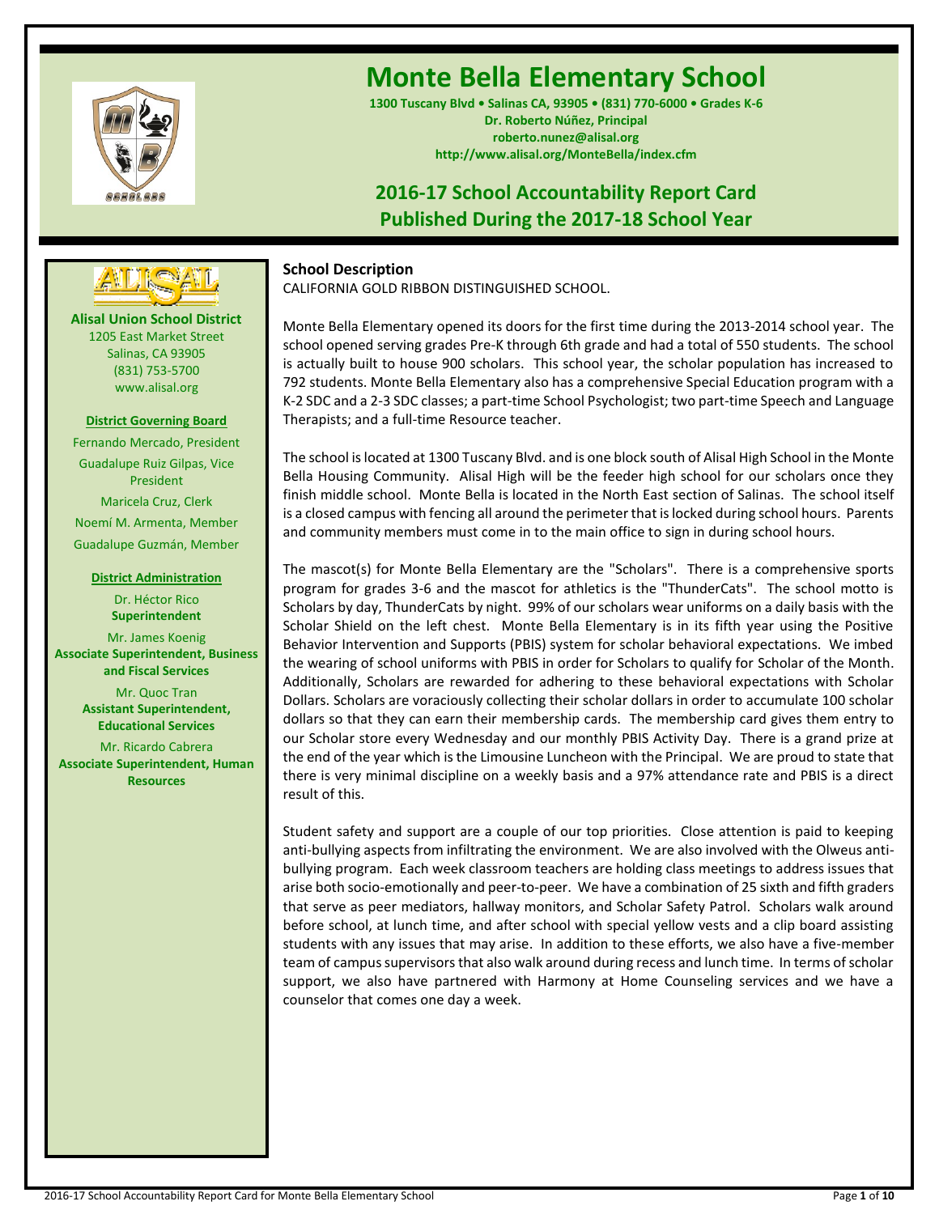# Monte Bella Elementary School

**1300 Tuscany Blvd • Salinas CA, 93905 • (831) 770-6000 • Grades K-6**
**Dr. Roberto Núñez, Principal**
**roberto.nunez@alisal.org**
**http://www.alisal.org/MonteBella/index.cfm**

## 2016-17 School Accountability Report Card
## Published During the 2017-18 School Year

**Alisal Union School District**
1205 East Market Street
Salinas, CA 93905
(831) 753-5700
www.alisal.org

**District Governing Board**

Fernando Mercado, President
Guadalupe Ruiz Gilpas, Vice President
Maricela Cruz, Clerk
Noemí M. Armenta, Member
Guadalupe Guzmán, Member

**District Administration**

Dr. Héctor Rico
**Superintendent**

Mr. James Koenig
**Associate Superintendent, Business and Fiscal Services**

Mr. Quoc Tran
**Assistant Superintendent, Educational Services**

Mr. Ricardo Cabrera
**Associate Superintendent, Human Resources**

### School Description

CALIFORNIA GOLD RIBBON DISTINGUISHED SCHOOL.

Monte Bella Elementary opened its doors for the first time during the 2013-2014 school year. The school opened serving grades Pre-K through 6th grade and had a total of 550 students. The school is actually built to house 900 scholars. This school year, the scholar population has increased to 792 students. Monte Bella Elementary also has a comprehensive Special Education program with a K-2 SDC and a 2-3 SDC classes; a part-time School Psychologist; two part-time Speech and Language Therapists; and a full-time Resource teacher.

The school is located at 1300 Tuscany Blvd. and is one block south of Alisal High School in the Monte Bella Housing Community. Alisal High will be the feeder high school for our scholars once they finish middle school. Monte Bella is located in the North East section of Salinas. The school itself is a closed campus with fencing all around the perimeter that is locked during school hours. Parents and community members must come in to the main office to sign in during school hours.

The mascot(s) for Monte Bella Elementary are the "Scholars". There is a comprehensive sports program for grades 3-6 and the mascot for athletics is the "ThunderCats". The school motto is Scholars by day, ThunderCats by night. 99% of our scholars wear uniforms on a daily basis with the Scholar Shield on the left chest. Monte Bella Elementary is in its fifth year using the Positive Behavior Intervention and Supports (PBIS) system for scholar behavioral expectations. We imbed the wearing of school uniforms with PBIS in order for Scholars to qualify for Scholar of the Month. Additionally, Scholars are rewarded for adhering to these behavioral expectations with Scholar Dollars. Scholars are voraciously collecting their scholar dollars in order to accumulate 100 scholar dollars so that they can earn their membership cards. The membership card gives them entry to our Scholar store every Wednesday and our monthly PBIS Activity Day. There is a grand prize at the end of the year which is the Limousine Luncheon with the Principal. We are proud to state that there is very minimal discipline on a weekly basis and a 97% attendance rate and PBIS is a direct result of this.

Student safety and support are a couple of our top priorities. Close attention is paid to keeping anti-bullying aspects from infiltrating the environment. We are also involved with the Olweus anti-bullying program. Each week classroom teachers are holding class meetings to address issues that arise both socio-emotionally and peer-to-peer. We have a combination of 25 sixth and fifth graders that serve as peer mediators, hallway monitors, and Scholar Safety Patrol. Scholars walk around before school, at lunch time, and after school with special yellow vests and a clip board assisting students with any issues that may arise. In addition to these efforts, we also have a five-member team of campus supervisors that also walk around during recess and lunch time. In terms of scholar support, we also have partnered with Harmony at Home Counseling services and we have a counselor that comes one day a week.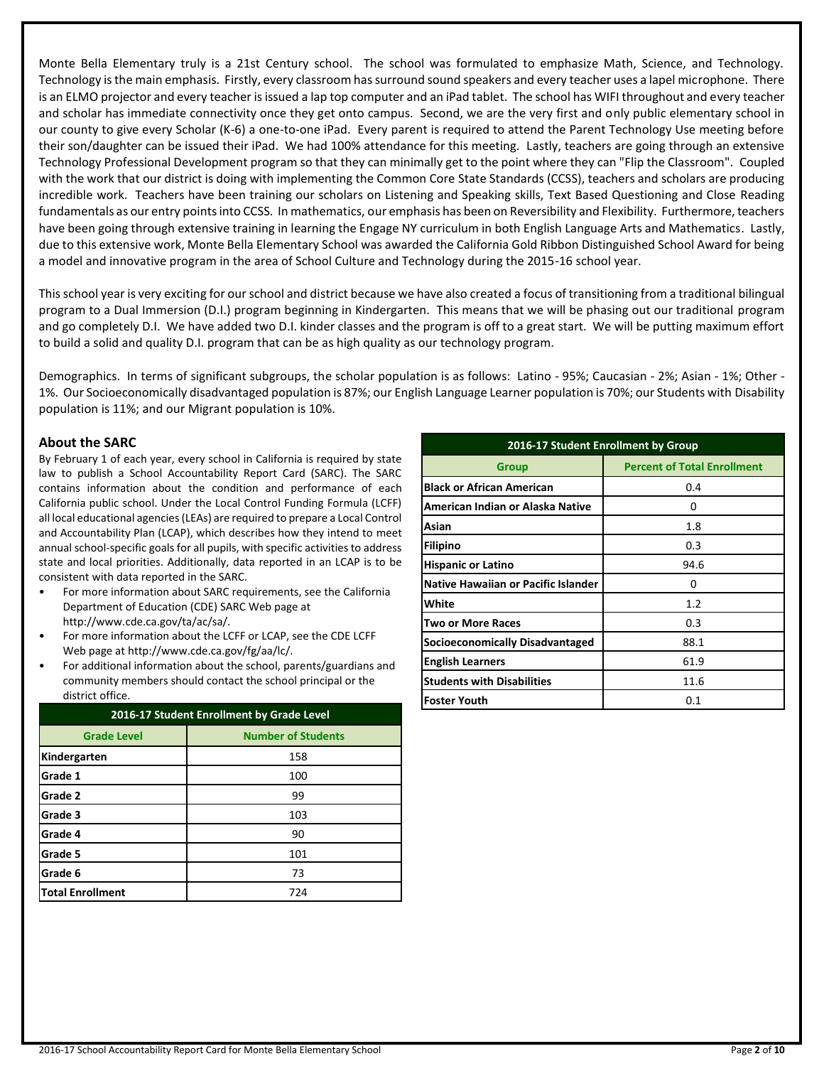Monte Bella Elementary truly is a 21st Century school. The school was formulated to emphasize Math, Science, and Technology. Technology is the main emphasis. Firstly, every classroom has surround sound speakers and every teacher uses a lapel microphone. There is an ELMO projector and every teacher is issued a lap top computer and an iPad tablet. The school has WIFI throughout and every teacher and scholar has immediate connectivity once they get onto campus. Second, we are the very first and only public elementary school in our county to give every Scholar (K-6) a one-to-one iPad. Every parent is required to attend the Parent Technology Use meeting before their son/daughter can be issued their iPad. We had 100% attendance for this meeting. Lastly, teachers are going through an extensive Technology Professional Development program so that they can minimally get to the point where they can "Flip the Classroom". Coupled with the work that our district is doing with implementing the Common Core State Standards (CCSS), teachers and scholars are producing incredible work. Teachers have been training our scholars on Listening and Speaking skills, Text Based Questioning and Close Reading fundamentals as our entry points into CCSS. In mathematics, our emphasis has been on Reversibility and Flexibility. Furthermore, teachers have been going through extensive training in learning the Engage NY curriculum in both English Language Arts and Mathematics. Lastly, due to this extensive work, Monte Bella Elementary School was awarded the California Gold Ribbon Distinguished School Award for being a model and innovative program in the area of School Culture and Technology during the 2015-16 school year.

This school year is very exciting for our school and district because we have also created a focus of transitioning from a traditional bilingual program to a Dual Immersion (D.I.) program beginning in Kindergarten. This means that we will be phasing out our traditional program and go completely D.I. We have added two D.I. kinder classes and the program is off to a great start. We will be putting maximum effort to build a solid and quality D.I. program that can be as high quality as our technology program.

Demographics. In terms of significant subgroups, the scholar population is as follows: Latino - 95%; Caucasian - 2%; Asian - 1%; Other - 1%. Our Socioeconomically disadvantaged population is 87%; our English Language Learner population is 70%; our Students with Disability population is 11%; and our Migrant population is 10%.

## About the SARC

By February 1 of each year, every school in California is required by state law to publish a School Accountability Report Card (SARC). The SARC contains information about the condition and performance of each California public school. Under the Local Control Funding Formula (LCFF) all local educational agencies (LEAs) are required to prepare a Local Control and Accountability Plan (LCAP), which describes how they intend to meet annual school-specific goals for all pupils, with specific activities to address state and local priorities. Additionally, data reported in an LCAP is to be consistent with data reported in the SARC.

- For more information about SARC requirements, see the California Department of Education (CDE) SARC Web page at http://www.cde.ca.gov/ta/ac/sa/.
- For more information about the LCFF or LCAP, see the CDE LCFF Web page at http://www.cde.ca.gov/fg/aa/lc/.
- For additional information about the school, parents/guardians and community members should contact the school principal or the district office.

| 2016-17 Student Enrollment by Grade Level | |
|---|---|
| **Grade Level** | **Number of Students** |
| **Kindergarten** | 158 |
| **Grade 1** | 100 |
| **Grade 2** | 99 |
| **Grade 3** | 103 |
| **Grade 4** | 90 |
| **Grade 5** | 101 |
| **Grade 6** | 73 |
| **Total Enrollment** | 724 |

| 2016-17 Student Enrollment by Group | |
|---|---|
| **Group** | **Percent of Total Enrollment** |
| **Black or African American** | 0.4 |
| **American Indian or Alaska Native** | 0 |
| **Asian** | 1.8 |
| **Filipino** | 0.3 |
| **Hispanic or Latino** | 94.6 |
| **Native Hawaiian or Pacific Islander** | 0 |
| **White** | 1.2 |
| **Two or More Races** | 0.3 |
| **Socioeconomically Disadvantaged** | 88.1 |
| **English Learners** | 61.9 |
| **Students with Disabilities** | 11.6 |
| **Foster Youth** | 0.1 |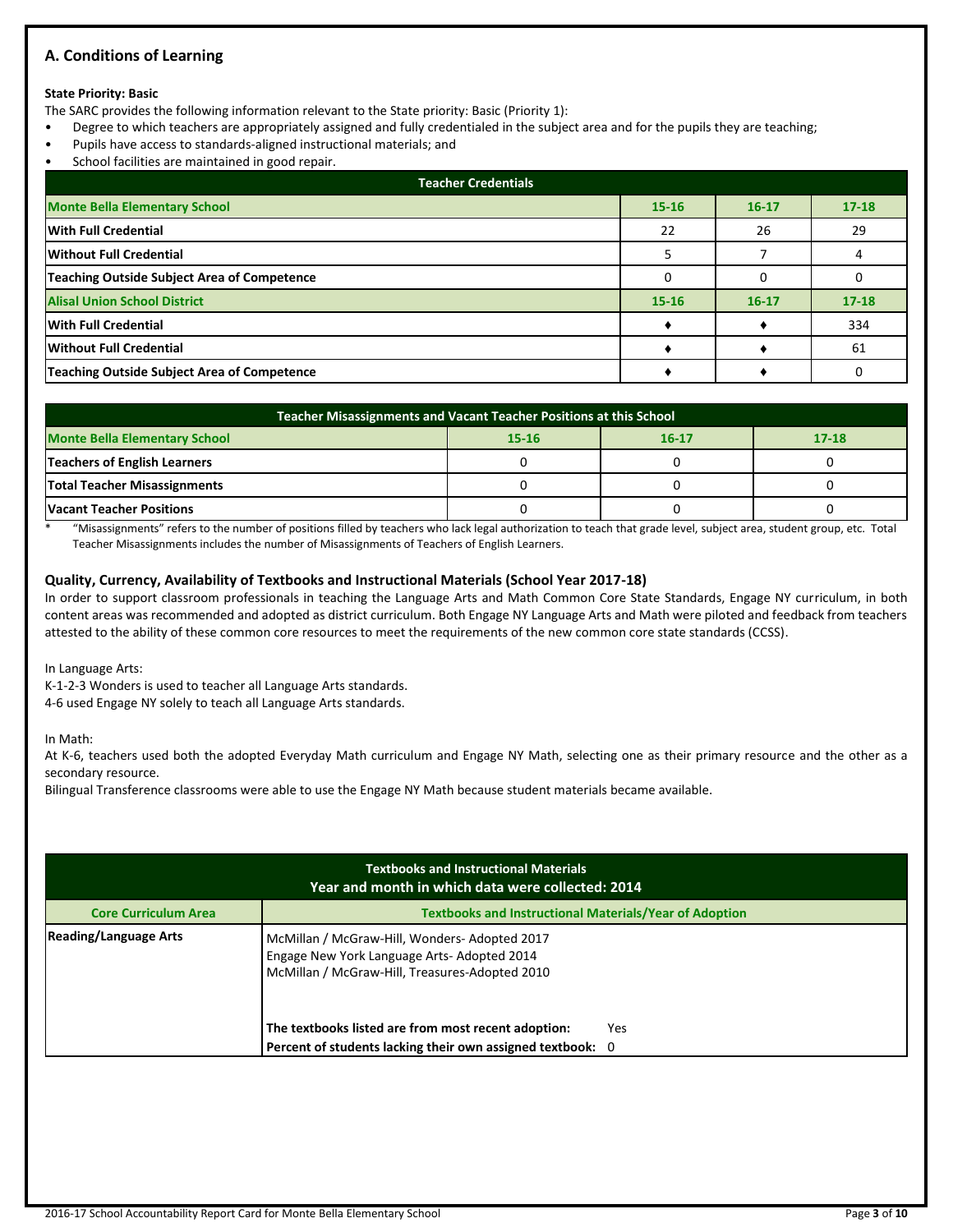## A. Conditions of Learning

**State Priority: Basic**

The SARC provides the following information relevant to the State priority: Basic (Priority 1):

- Degree to which teachers are appropriately assigned and fully credentialed in the subject area and for the pupils they are teaching;
- Pupils have access to standards-aligned instructional materials; and
- School facilities are maintained in good repair.

| Teacher Credentials | | | |
|---|---|---|---|
| **Monte Bella Elementary School** | **15-16** | **16-17** | **17-18** |
| **With Full Credential** | 22 | 26 | 29 |
| **Without Full Credential** | 5 | 7 | 4 |
| **Teaching Outside Subject Area of Competence** | 0 | 0 | 0 |
| **Alisal Union School District** | **15-16** | **16-17** | **17-18** |
| **With Full Credential** | ♦ | ♦ | 334 |
| **Without Full Credential** | ♦ | ♦ | 61 |
| **Teaching Outside Subject Area of Competence** | ♦ | ♦ | 0 |

| Teacher Misassignments and Vacant Teacher Positions at this School | | | |
|---|---|---|---|
| **Monte Bella Elementary School** | **15-16** | **16-17** | **17-18** |
| **Teachers of English Learners** | 0 | 0 | 0 |
| **Total Teacher Misassignments** | 0 | 0 | 0 |
| **Vacant Teacher Positions** | 0 | 0 | 0 |

\* "Misassignments" refers to the number of positions filled by teachers who lack legal authorization to teach that grade level, subject area, student group, etc. Total Teacher Misassignments includes the number of Misassignments of Teachers of English Learners.

### Quality, Currency, Availability of Textbooks and Instructional Materials (School Year 2017-18)

In order to support classroom professionals in teaching the Language Arts and Math Common Core State Standards, Engage NY curriculum, in both content areas was recommended and adopted as district curriculum. Both Engage NY Language Arts and Math were piloted and feedback from teachers attested to the ability of these common core resources to meet the requirements of the new common core state standards (CCSS).

In Language Arts:
K-1-2-3 Wonders is used to teacher all Language Arts standards.
4-6 used Engage NY solely to teach all Language Arts standards.

In Math:
At K-6, teachers used both the adopted Everyday Math curriculum and Engage NY Math, selecting one as their primary resource and the other as a secondary resource.
Bilingual Transference classrooms were able to use the Engage NY Math because student materials became available.

| Textbooks and Instructional Materials<br>Year and month in which data were collected: 2014 | |
|---|---|
| **Core Curriculum Area** | **Textbooks and Instructional Materials/Year of Adoption** |
| **Reading/Language Arts** | McMillan / McGraw-Hill, Wonders- Adopted 2017<br>Engage New York Language Arts- Adopted 2014<br>McMillan / McGraw-Hill, Treasures-Adopted 2010<br><br>**The textbooks listed are from most recent adoption:** Yes<br>**Percent of students lacking their own assigned textbook:** 0 |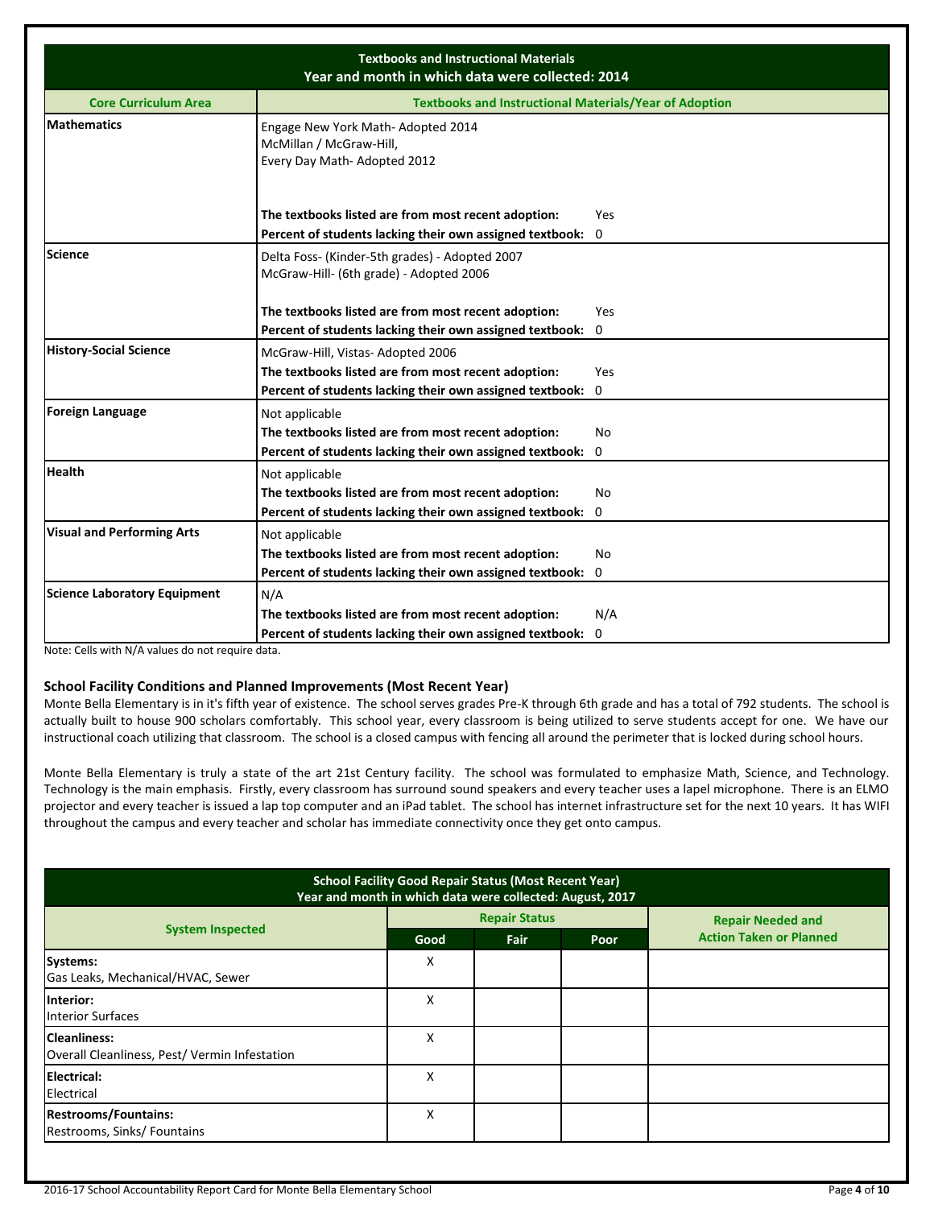| Textbooks and Instructional Materials<br>Year and month in which data were collected: 2014 | |
|---|---|
| **Core Curriculum Area** | **Textbooks and Instructional Materials/Year of Adoption** |
| **Mathematics** | Engage New York Math- Adopted 2014<br>McMillan / McGraw-Hill,<br>Every Day Math- Adopted 2012<br><br>**The textbooks listed are from most recent adoption:** Yes<br>**Percent of students lacking their own assigned textbook:** 0 |
| **Science** | Delta Foss- (Kinder-5th grades) - Adopted 2007<br>McGraw-Hill- (6th grade) - Adopted 2006<br><br>**The textbooks listed are from most recent adoption:** Yes<br>**Percent of students lacking their own assigned textbook:** 0 |
| **History-Social Science** | McGraw-Hill, Vistas- Adopted 2006<br>**The textbooks listed are from most recent adoption:** Yes<br>**Percent of students lacking their own assigned textbook:** 0 |
| **Foreign Language** | Not applicable<br>**The textbooks listed are from most recent adoption:** No<br>**Percent of students lacking their own assigned textbook:** 0 |
| **Health** | Not applicable<br>**The textbooks listed are from most recent adoption:** No<br>**Percent of students lacking their own assigned textbook:** 0 |
| **Visual and Performing Arts** | Not applicable<br>**The textbooks listed are from most recent adoption:** No<br>**Percent of students lacking their own assigned textbook:** 0 |
| **Science Laboratory Equipment** | N/A<br>**The textbooks listed are from most recent adoption:** N/A<br>**Percent of students lacking their own assigned textbook:** 0 |

Note: Cells with N/A values do not require data.

### School Facility Conditions and Planned Improvements (Most Recent Year)

Monte Bella Elementary is in it's fifth year of existence. The school serves grades Pre-K through 6th grade and has a total of 792 students. The school is actually built to house 900 scholars comfortably. This school year, every classroom is being utilized to serve students accept for one. We have our instructional coach utilizing that classroom. The school is a closed campus with fencing all around the perimeter that is locked during school hours.

Monte Bella Elementary is truly a state of the art 21st Century facility. The school was formulated to emphasize Math, Science, and Technology. Technology is the main emphasis. Firstly, every classroom has surround sound speakers and every teacher uses a lapel microphone. There is an ELMO projector and every teacher is issued a lap top computer and an iPad tablet. The school has internet infrastructure set for the next 10 years. It has WIFI throughout the campus and every teacher and scholar has immediate connectivity once they get onto campus.

| School Facility Good Repair Status (Most Recent Year)<br>Year and month in which data were collected: August, 2017 | | | | |
|---|---|---|---|---|
| **System Inspected** | **Repair Status** | | | **Repair Needed and Action Taken or Planned** |
| | **Good** | **Fair** | **Poor** | |
| **Systems:**<br>Gas Leaks, Mechanical/HVAC, Sewer | X | | | |
| **Interior:**<br>Interior Surfaces | X | | | |
| **Cleanliness:**<br>Overall Cleanliness, Pest/ Vermin Infestation | X | | | |
| **Electrical:**<br>Electrical | X | | | |
| **Restrooms/Fountains:**<br>Restrooms, Sinks/ Fountains | X | | | |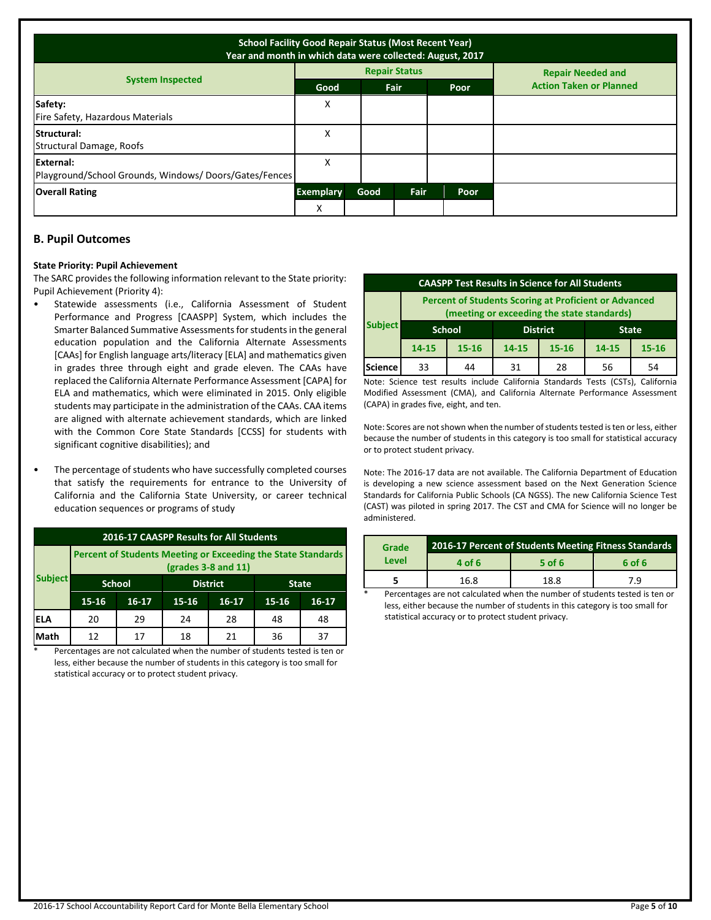| School Facility Good Repair Status (Most Recent Year)<br>Year and month in which data were collected: August, 2017 | | | | |
|---|---|---|---|---|
| **System Inspected** | **Repair Status** | | | **Repair Needed and Action Taken or Planned** |
| | **Good** | **Fair** | **Poor** | |
| **Safety:**<br>Fire Safety, Hazardous Materials | X | | | |
| **Structural:**<br>Structural Damage, Roofs | X | | | |
| **External:**<br>Playground/School Grounds, Windows/ Doors/Gates/Fences | X | | | |

| **Overall Rating** | **Exemplary** | **Good** | **Fair** | **Poor** |
|---|---|---|---|---|
| | X | | | |

## B. Pupil Outcomes

**State Priority: Pupil Achievement**

The SARC provides the following information relevant to the State priority: Pupil Achievement (Priority 4):

- Statewide assessments (i.e., California Assessment of Student Performance and Progress [CAASPP] System, which includes the Smarter Balanced Summative Assessments for students in the general education population and the California Alternate Assessments [CAAs] for English language arts/literacy [ELA] and mathematics given in grades three through eight and grade eleven. The CAAs have replaced the California Alternate Performance Assessment [CAPA] for ELA and mathematics, which were eliminated in 2015. Only eligible students may participate in the administration of the CAAs. CAA items are aligned with alternate achievement standards, which are linked with the Common Core State Standards [CCSS] for students with significant cognitive disabilities); and
- The percentage of students who have successfully completed courses that satisfy the requirements for entrance to the University of California and the California State University, or career technical education sequences or programs of study

**2016-17 CAASPP Results for All Students**

| Subject | Percent of Students Meeting or Exceeding the State Standards (grades 3-8 and 11) | | | | | |
|---|---|---|---|---|---|---|
| | School | | District | | State | |
| | 15-16 | 16-17 | 15-16 | 16-17 | 15-16 | 16-17 |
| ELA | 20 | 29 | 24 | 28 | 48 | 48 |
| Math | 12 | 17 | 18 | 21 | 36 | 37 |

\* Percentages are not calculated when the number of students tested is ten or less, either because the number of students in this category is too small for statistical accuracy or to protect student privacy.

**CAASPP Test Results in Science for All Students**

| Subject | Percent of Students Scoring at Proficient or Advanced (meeting or exceeding the state standards) | | | | | |
|---|---|---|---|---|---|---|
| | School | | District | | State | |
| | 14-15 | 15-16 | 14-15 | 15-16 | 14-15 | 15-16 |
| Science | 33 | 44 | 31 | 28 | 56 | 54 |

Note: Science test results include California Standards Tests (CSTs), California Modified Assessment (CMA), and California Alternate Performance Assessment (CAPA) in grades five, eight, and ten.

Note: Scores are not shown when the number of students tested is ten or less, either because the number of students in this category is too small for statistical accuracy or to protect student privacy.

Note: The 2016-17 data are not available. The California Department of Education is developing a new science assessment based on the Next Generation Science Standards for California Public Schools (CA NGSS). The new California Science Test (CAST) was piloted in spring 2017. The CST and CMA for Science will no longer be administered.

| Grade Level | 2016-17 Percent of Students Meeting Fitness Standards | | |
|---|---|---|---|
| | 4 of 6 | 5 of 6 | 6 of 6 |
| 5 | 16.8 | 18.8 | 7.9 |

\* Percentages are not calculated when the number of students tested is ten or less, either because the number of students in this category is too small for statistical accuracy or to protect student privacy.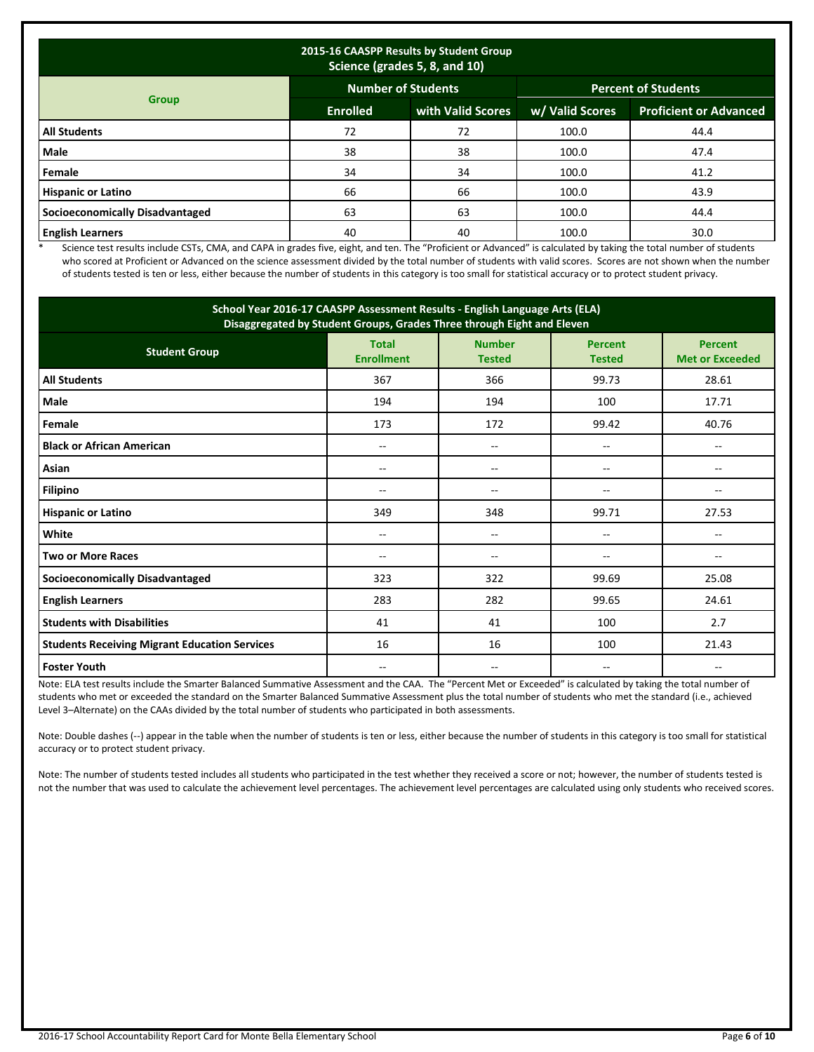| 2015-16 CAASPP Results by Student Group<br>Science (grades 5, 8, and 10) | | | | |
|---|---|---|---|---|
| Group | Number of Students | | Percent of Students | |
| | Enrolled | with Valid Scores | w/ Valid Scores | Proficient or Advanced |
| **All Students** | 72 | 72 | 100.0 | 44.4 |
| **Male** | 38 | 38 | 100.0 | 47.4 |
| **Female** | 34 | 34 | 100.0 | 41.2 |
| **Hispanic or Latino** | 66 | 66 | 100.0 | 43.9 |
| **Socioeconomically Disadvantaged** | 63 | 63 | 100.0 | 44.4 |
| **English Learners** | 40 | 40 | 100.0 | 30.0 |

\* Science test results include CSTs, CMA, and CAPA in grades five, eight, and ten. The "Proficient or Advanced" is calculated by taking the total number of students who scored at Proficient or Advanced on the science assessment divided by the total number of students with valid scores. Scores are not shown when the number of students tested is ten or less, either because the number of students in this category is too small for statistical accuracy or to protect student privacy.

| School Year 2016-17 CAASPP Assessment Results - English Language Arts (ELA)<br>Disaggregated by Student Groups, Grades Three through Eight and Eleven | | | | |
|---|---|---|---|---|
| Student Group | Total Enrollment | Number Tested | Percent Tested | Percent Met or Exceeded |
| **All Students** | 367 | 366 | 99.73 | 28.61 |
| **Male** | 194 | 194 | 100 | 17.71 |
| **Female** | 173 | 172 | 99.42 | 40.76 |
| **Black or African American** | -- | -- | -- | -- |
| **Asian** | -- | -- | -- | -- |
| **Filipino** | -- | -- | -- | -- |
| **Hispanic or Latino** | 349 | 348 | 99.71 | 27.53 |
| **White** | -- | -- | -- | -- |
| **Two or More Races** | -- | -- | -- | -- |
| **Socioeconomically Disadvantaged** | 323 | 322 | 99.69 | 25.08 |
| **English Learners** | 283 | 282 | 99.65 | 24.61 |
| **Students with Disabilities** | 41 | 41 | 100 | 2.7 |
| **Students Receiving Migrant Education Services** | 16 | 16 | 100 | 21.43 |
| **Foster Youth** | -- | -- | -- | -- |

Note: ELA test results include the Smarter Balanced Summative Assessment and the CAA. The "Percent Met or Exceeded" is calculated by taking the total number of students who met or exceeded the standard on the Smarter Balanced Summative Assessment plus the total number of students who met the standard (i.e., achieved Level 3–Alternate) on the CAAs divided by the total number of students who participated in both assessments.

Note: Double dashes (--) appear in the table when the number of students is ten or less, either because the number of students in this category is too small for statistical accuracy or to protect student privacy.

Note: The number of students tested includes all students who participated in the test whether they received a score or not; however, the number of students tested is not the number that was used to calculate the achievement level percentages. The achievement level percentages are calculated using only students who received scores.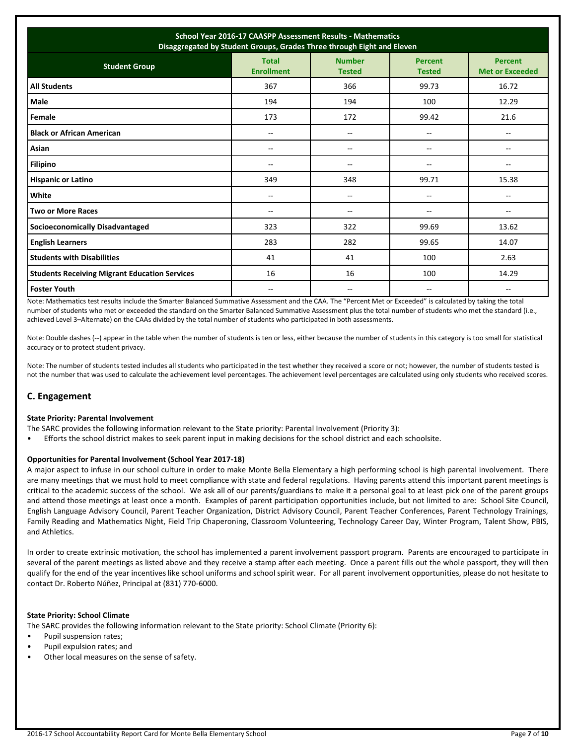| School Year 2016-17 CAASPP Assessment Results - Mathematics Disaggregated by Student Groups, Grades Three through Eight and Eleven | | | | |
|---|---|---|---|---|
| **Student Group** | **Total Enrollment** | **Number Tested** | **Percent Tested** | **Percent Met or Exceeded** |
| **All Students** | 367 | 366 | 99.73 | 16.72 |
| **Male** | 194 | 194 | 100 | 12.29 |
| **Female** | 173 | 172 | 99.42 | 21.6 |
| **Black or African American** | -- | -- | -- | -- |
| **Asian** | -- | -- | -- | -- |
| **Filipino** | -- | -- | -- | -- |
| **Hispanic or Latino** | 349 | 348 | 99.71 | 15.38 |
| **White** | -- | -- | -- | -- |
| **Two or More Races** | -- | -- | -- | -- |
| **Socioeconomically Disadvantaged** | 323 | 322 | 99.69 | 13.62 |
| **English Learners** | 283 | 282 | 99.65 | 14.07 |
| **Students with Disabilities** | 41 | 41 | 100 | 2.63 |
| **Students Receiving Migrant Education Services** | 16 | 16 | 100 | 14.29 |
| **Foster Youth** | -- | -- | -- | -- |

Note: Mathematics test results include the Smarter Balanced Summative Assessment and the CAA. The "Percent Met or Exceeded" is calculated by taking the total number of students who met or exceeded the standard on the Smarter Balanced Summative Assessment plus the total number of students who met the standard (i.e., achieved Level 3–Alternate) on the CAAs divided by the total number of students who participated in both assessments.

Note: Double dashes (--) appear in the table when the number of students is ten or less, either because the number of students in this category is too small for statistical accuracy or to protect student privacy.

Note: The number of students tested includes all students who participated in the test whether they received a score or not; however, the number of students tested is not the number that was used to calculate the achievement level percentages. The achievement level percentages are calculated using only students who received scores.

## C. Engagement

**State Priority: Parental Involvement**

The SARC provides the following information relevant to the State priority: Parental Involvement (Priority 3):

- Efforts the school district makes to seek parent input in making decisions for the school district and each schoolsite.

**Opportunities for Parental Involvement (School Year 2017-18)**

A major aspect to infuse in our school culture in order to make Monte Bella Elementary a high performing school is high parental involvement. There are many meetings that we must hold to meet compliance with state and federal regulations. Having parents attend this important parent meetings is critical to the academic success of the school. We ask all of our parents/guardians to make it a personal goal to at least pick one of the parent groups and attend those meetings at least once a month. Examples of parent participation opportunities include, but not limited to are: School Site Council, English Language Advisory Council, Parent Teacher Organization, District Advisory Council, Parent Teacher Conferences, Parent Technology Trainings, Family Reading and Mathematics Night, Field Trip Chaperoning, Classroom Volunteering, Technology Career Day, Winter Program, Talent Show, PBIS, and Athletics.

In order to create extrinsic motivation, the school has implemented a parent involvement passport program. Parents are encouraged to participate in several of the parent meetings as listed above and they receive a stamp after each meeting. Once a parent fills out the whole passport, they will then qualify for the end of the year incentives like school uniforms and school spirit wear. For all parent involvement opportunities, please do not hesitate to contact Dr. Roberto Núñez, Principal at (831) 770-6000.

**State Priority: School Climate**

The SARC provides the following information relevant to the State priority: School Climate (Priority 6):

- Pupil suspension rates;
- Pupil expulsion rates; and
- Other local measures on the sense of safety.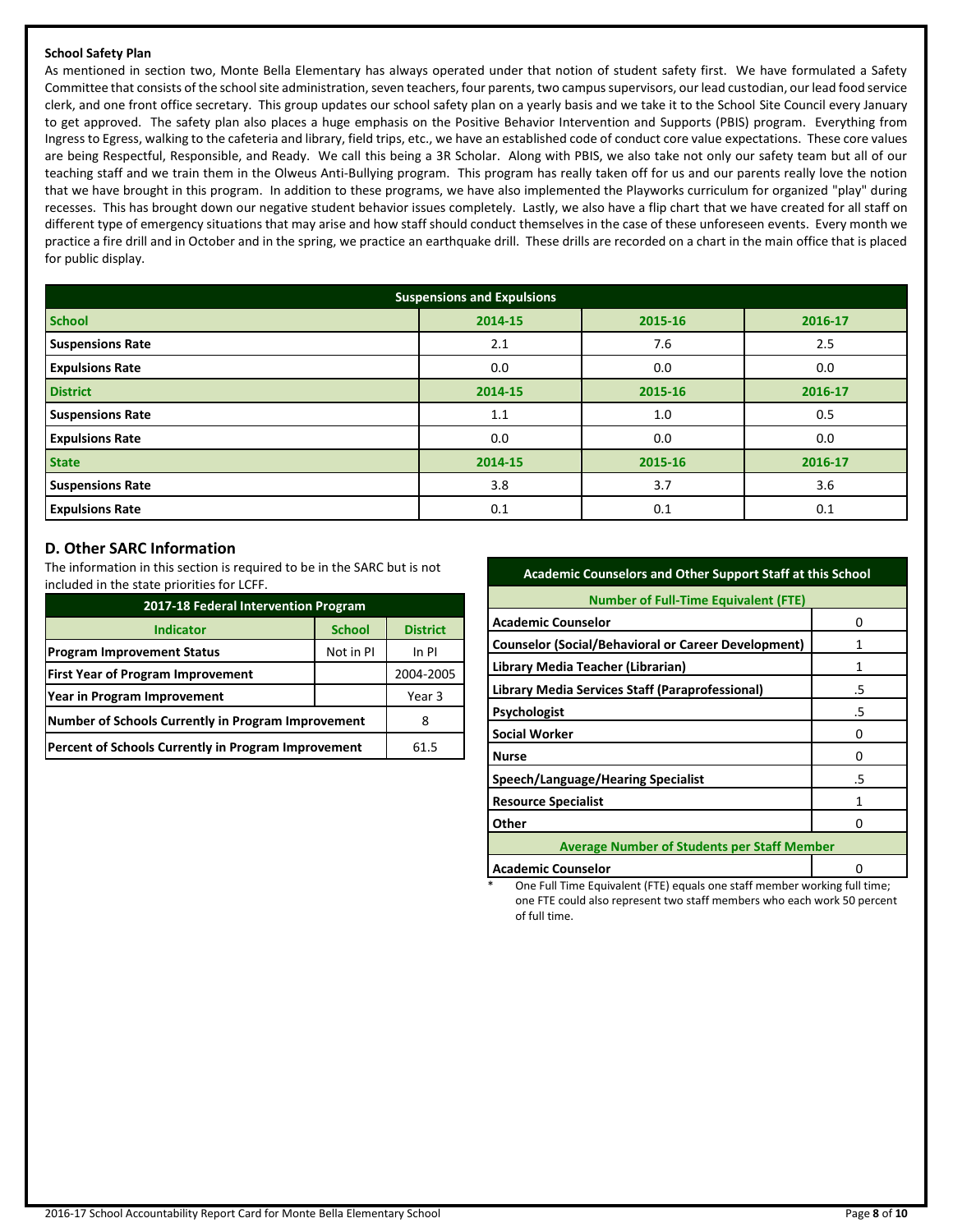**School Safety Plan**

As mentioned in section two, Monte Bella Elementary has always operated under that notion of student safety first. We have formulated a Safety Committee that consists of the school site administration, seven teachers, four parents, two campus supervisors, our lead custodian, our lead food service clerk, and one front office secretary. This group updates our school safety plan on a yearly basis and we take it to the School Site Council every January to get approved. The safety plan also places a huge emphasis on the Positive Behavior Intervention and Supports (PBIS) program. Everything from Ingress to Egress, walking to the cafeteria and library, field trips, etc., we have an established code of conduct core value expectations. These core values are being Respectful, Responsible, and Ready. We call this being a 3R Scholar. Along with PBIS, we also take not only our safety team but all of our teaching staff and we train them in the Olweus Anti-Bullying program. This program has really taken off for us and our parents really love the notion that we have brought in this program. In addition to these programs, we have also implemented the Playworks curriculum for organized "play" during recesses. This has brought down our negative student behavior issues completely. Lastly, we also have a flip chart that we have created for all staff on different type of emergency situations that may arise and how staff should conduct themselves in the case of these unforeseen events. Every month we practice a fire drill and in October and in the spring, we practice an earthquake drill. These drills are recorded on a chart in the main office that is placed for public display.

| Suspensions and Expulsions | | | |
|---|---|---|---|
| **School** | **2014-15** | **2015-16** | **2016-17** |
| **Suspensions Rate** | 2.1 | 7.6 | 2.5 |
| **Expulsions Rate** | 0.0 | 0.0 | 0.0 |
| **District** | **2014-15** | **2015-16** | **2016-17** |
| **Suspensions Rate** | 1.1 | 1.0 | 0.5 |
| **Expulsions Rate** | 0.0 | 0.0 | 0.0 |
| **State** | **2014-15** | **2015-16** | **2016-17** |
| **Suspensions Rate** | 3.8 | 3.7 | 3.6 |
| **Expulsions Rate** | 0.1 | 0.1 | 0.1 |

## D. Other SARC Information

The information in this section is required to be in the SARC but is not included in the state priorities for LCFF.

| 2017-18 Federal Intervention Program | | |
|---|---|---|
| **Indicator** | **School** | **District** |
| **Program Improvement Status** | Not in PI | In PI |
| **First Year of Program Improvement** | | 2004-2005 |
| **Year in Program Improvement** | | Year 3 |
| **Number of Schools Currently in Program Improvement** | | 8 |
| **Percent of Schools Currently in Program Improvement** | | 61.5 |

| Academic Counselors and Other Support Staff at this School | |
|---|---|
| **Number of Full-Time Equivalent (FTE)** | |
| **Academic Counselor** | 0 |
| **Counselor (Social/Behavioral or Career Development)** | 1 |
| **Library Media Teacher (Librarian)** | 1 |
| **Library Media Services Staff (Paraprofessional)** | .5 |
| **Psychologist** | .5 |
| **Social Worker** | 0 |
| **Nurse** | 0 |
| **Speech/Language/Hearing Specialist** | .5 |
| **Resource Specialist** | 1 |
| **Other** | 0 |
| **Average Number of Students per Staff Member** | |
| **Academic Counselor** | 0 |

\* One Full Time Equivalent (FTE) equals one staff member working full time; one FTE could also represent two staff members who each work 50 percent of full time.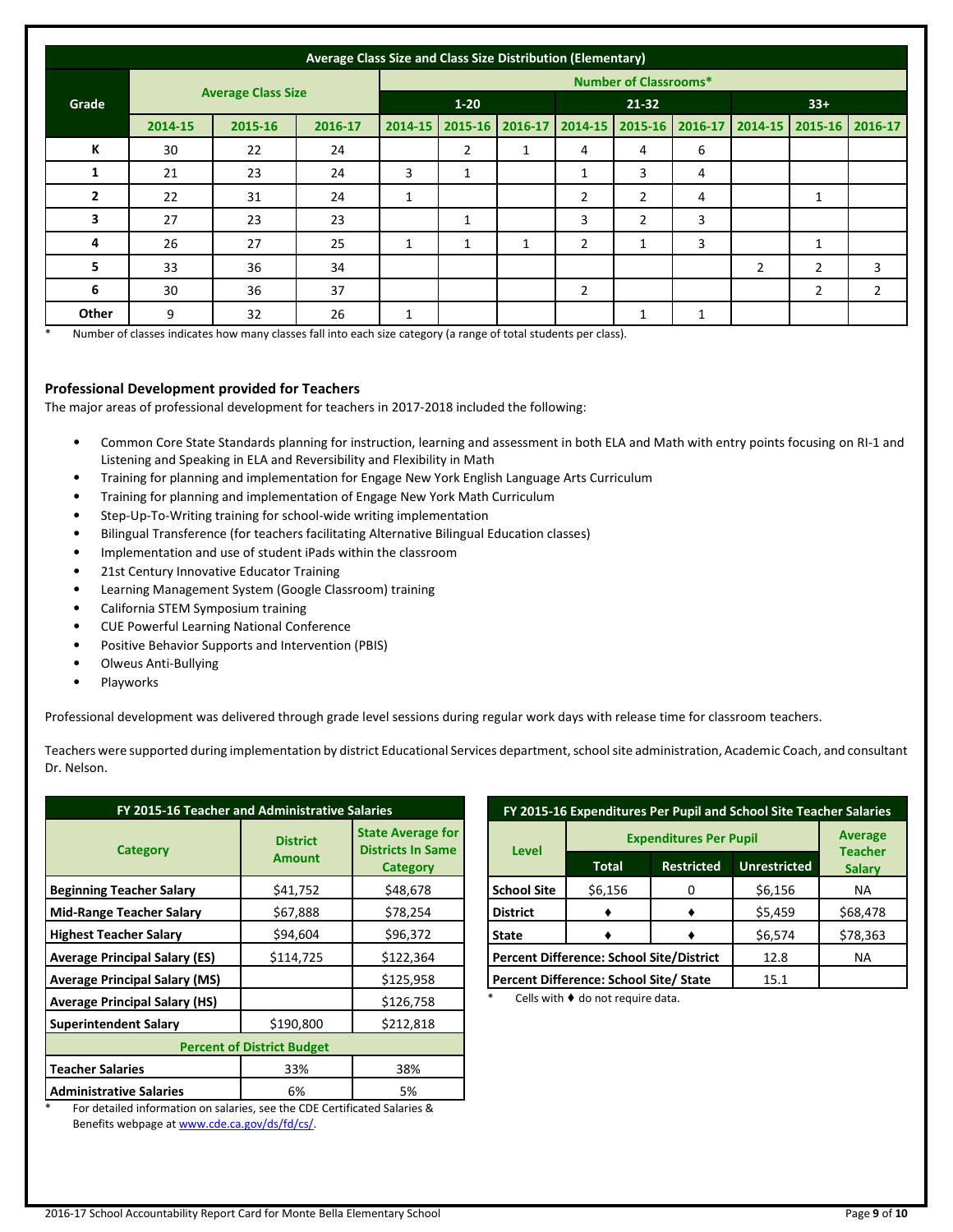| Average Class Size and Class Size Distribution (Elementary) | | | | | | | | | | | | |
|---|---|---|---|---|---|---|---|---|---|---|---|---|
| Grade | Average Class Size | | | Number of Classrooms* | | | | | | | | |
| | | | | 1-20 | | | 21-32 | | | 33+ | | |
| | 2014-15 | 2015-16 | 2016-17 | 2014-15 | 2015-16 | 2016-17 | 2014-15 | 2015-16 | 2016-17 | 2014-15 | 2015-16 | 2016-17 |
| K | 30 | 22 | 24 | | 2 | 1 | 4 | 4 | 6 | | | |
| 1 | 21 | 23 | 24 | 3 | 1 | | 1 | 3 | 4 | | | |
| 2 | 22 | 31 | 24 | 1 | | | 2 | 2 | 4 | | 1 | |
| 3 | 27 | 23 | 23 | | 1 | | 3 | 2 | 3 | | | |
| 4 | 26 | 27 | 25 | 1 | 1 | 1 | 2 | 1 | 3 | | 1 | |
| 5 | 33 | 36 | 34 | | | | | | | 2 | 2 | 3 |
| 6 | 30 | 36 | 37 | | | | 2 | | | | 2 | 2 |
| Other | 9 | 32 | 26 | 1 | | | | 1 | 1 | | | |

\* Number of classes indicates how many classes fall into each size category (a range of total students per class).

### Professional Development provided for Teachers

The major areas of professional development for teachers in 2017-2018 included the following:

- Common Core State Standards planning for instruction, learning and assessment in both ELA and Math with entry points focusing on RI-1 and Listening and Speaking in ELA and Reversibility and Flexibility in Math
- Training for planning and implementation for Engage New York English Language Arts Curriculum
- Training for planning and implementation of Engage New York Math Curriculum
- Step-Up-To-Writing training for school-wide writing implementation
- Bilingual Transference (for teachers facilitating Alternative Bilingual Education classes)
- Implementation and use of student iPads within the classroom
- 21st Century Innovative Educator Training
- Learning Management System (Google Classroom) training
- California STEM Symposium training
- CUE Powerful Learning National Conference
- Positive Behavior Supports and Intervention (PBIS)
- Olweus Anti-Bullying
- Playworks

Professional development was delivered through grade level sessions during regular work days with release time for classroom teachers.

Teachers were supported during implementation by district Educational Services department, school site administration, Academic Coach, and consultant Dr. Nelson.

| FY 2015-16 Teacher and Administrative Salaries | | |
|---|---|---|
| Category | District Amount | State Average for Districts In Same Category |
| Beginning Teacher Salary | $41,752 | $48,678 |
| Mid-Range Teacher Salary | $67,888 | $78,254 |
| Highest Teacher Salary | $94,604 | $96,372 |
| Average Principal Salary (ES) | $114,725 | $122,364 |
| Average Principal Salary (MS) | | $125,958 |
| Average Principal Salary (HS) | | $126,758 |
| Superintendent Salary | $190,800 | $212,818 |
| Percent of District Budget | | |
| Teacher Salaries | 33% | 38% |
| Administrative Salaries | 6% | 5% |

\* For detailed information on salaries, see the CDE Certificated Salaries & Benefits webpage at www.cde.ca.gov/ds/fd/cs/.

| FY 2015-16 Expenditures Per Pupil and School Site Teacher Salaries | | | | |
|---|---|---|---|---|
| Level | Expenditures Per Pupil | | | Average Teacher Salary |
| | Total | Restricted | Unrestricted | |
| School Site | $6,156 | 0 | $6,156 | NA |
| District | ♦ | ♦ | $5,459 | $68,478 |
| State | ♦ | ♦ | $6,574 | $78,363 |
| Percent Difference: School Site/District | | | 12.8 | NA |
| Percent Difference: School Site/ State | | | 15.1 | |

\* Cells with ♦ do not require data.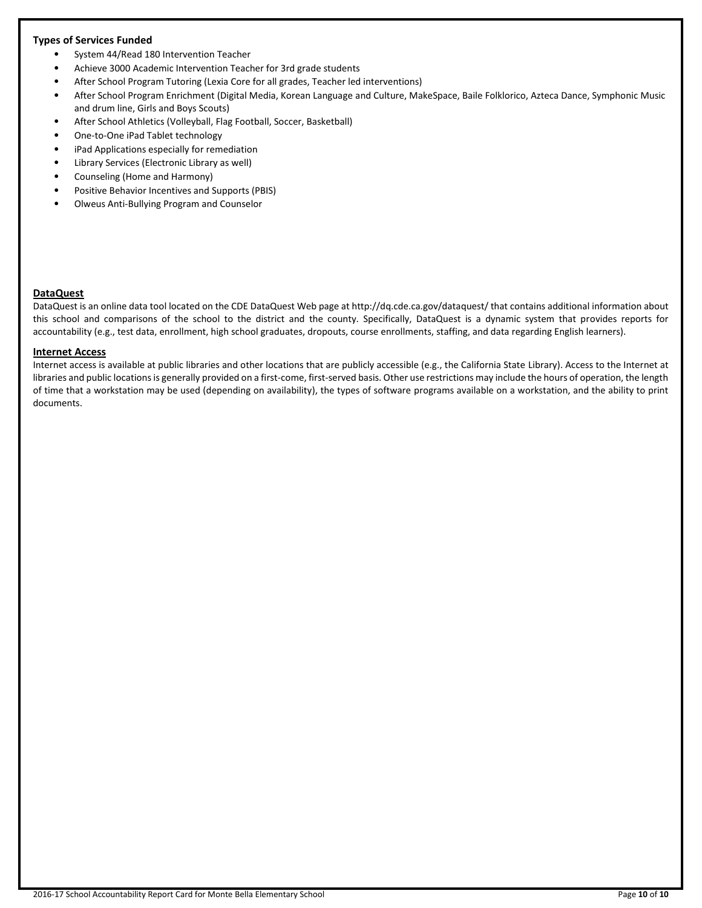**Types of Services Funded**

- System 44/Read 180 Intervention Teacher
- Achieve 3000 Academic Intervention Teacher for 3rd grade students
- After School Program Tutoring (Lexia Core for all grades, Teacher led interventions)
- After School Program Enrichment (Digital Media, Korean Language and Culture, MakeSpace, Baile Folklorico, Azteca Dance, Symphonic Music and drum line, Girls and Boys Scouts)
- After School Athletics (Volleyball, Flag Football, Soccer, Basketball)
- One-to-One iPad Tablet technology
- iPad Applications especially for remediation
- Library Services (Electronic Library as well)
- Counseling (Home and Harmony)
- Positive Behavior Incentives and Supports (PBIS)
- Olweus Anti-Bullying Program and Counselor

## DataQuest

DataQuest is an online data tool located on the CDE DataQuest Web page at http://dq.cde.ca.gov/dataquest/ that contains additional information about this school and comparisons of the school to the district and the county. Specifically, DataQuest is a dynamic system that provides reports for accountability (e.g., test data, enrollment, high school graduates, dropouts, course enrollments, staffing, and data regarding English learners).

## Internet Access

Internet access is available at public libraries and other locations that are publicly accessible (e.g., the California State Library). Access to the Internet at libraries and public locations is generally provided on a first-come, first-served basis. Other use restrictions may include the hours of operation, the length of time that a workstation may be used (depending on availability), the types of software programs available on a workstation, and the ability to print documents.